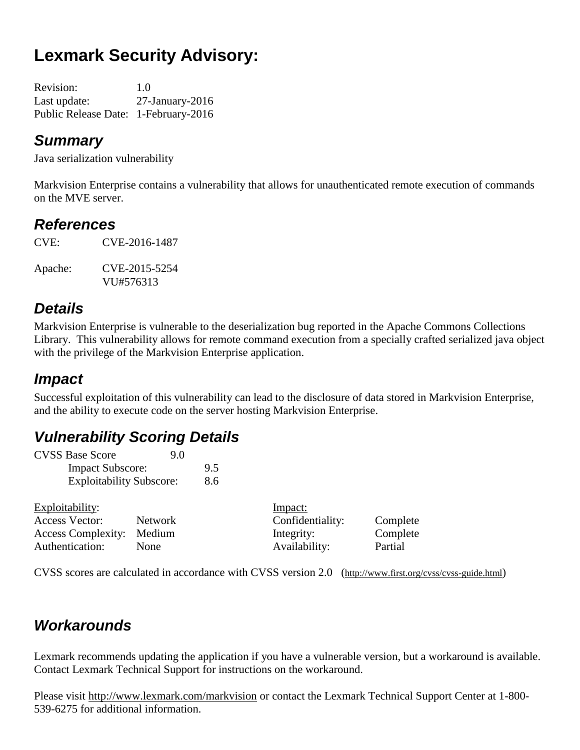# Lexmark Security Advisory:

| | |
|---|---|
| Revision: | 1.0 |
| Last update: | 27-January-2016 |
| Public Release Date: | 1-February-2016 |

## Summary

Java serialization vulnerability

Markvision Enterprise contains a vulnerability that allows for unauthenticated remote execution of commands on the MVE server.

## References

| | |
|---|---|
| CVE: | CVE-2016-1487 |
| Apache: | CVE-2015-5254<br>VU#576313 |

## Details

Markvision Enterprise is vulnerable to the deserialization bug reported in the Apache Commons Collections Library. This vulnerability allows for remote command execution from a specially crafted serialized java object with the privilege of the Markvision Enterprise application.

## Impact

Successful exploitation of this vulnerability can lead to the disclosure of data stored in Markvision Enterprise, and the ability to execute code on the server hosting Markvision Enterprise.

## Vulnerability Scoring Details

| | |
|---|---|
| CVSS Base Score | 9.0 |
| Impact Subscore: | 9.5 |
| Exploitability Subscore: | 8.6 |

| Exploitability: | | Impact: | |
|---|---|---|---|
| Access Vector: | Network | Confidentiality: | Complete |
| Access Complexity: | Medium | Integrity: | Complete |
| Authentication: | None | Availability: | Partial |

CVSS scores are calculated in accordance with CVSS version 2.0 (http://www.first.org/cvss/cvss-guide.html)

## Workarounds

Lexmark recommends updating the application if you have a vulnerable version, but a workaround is available. Contact Lexmark Technical Support for instructions on the workaround.

Please visit http://www.lexmark.com/markvision or contact the Lexmark Technical Support Center at 1-800-539-6275 for additional information.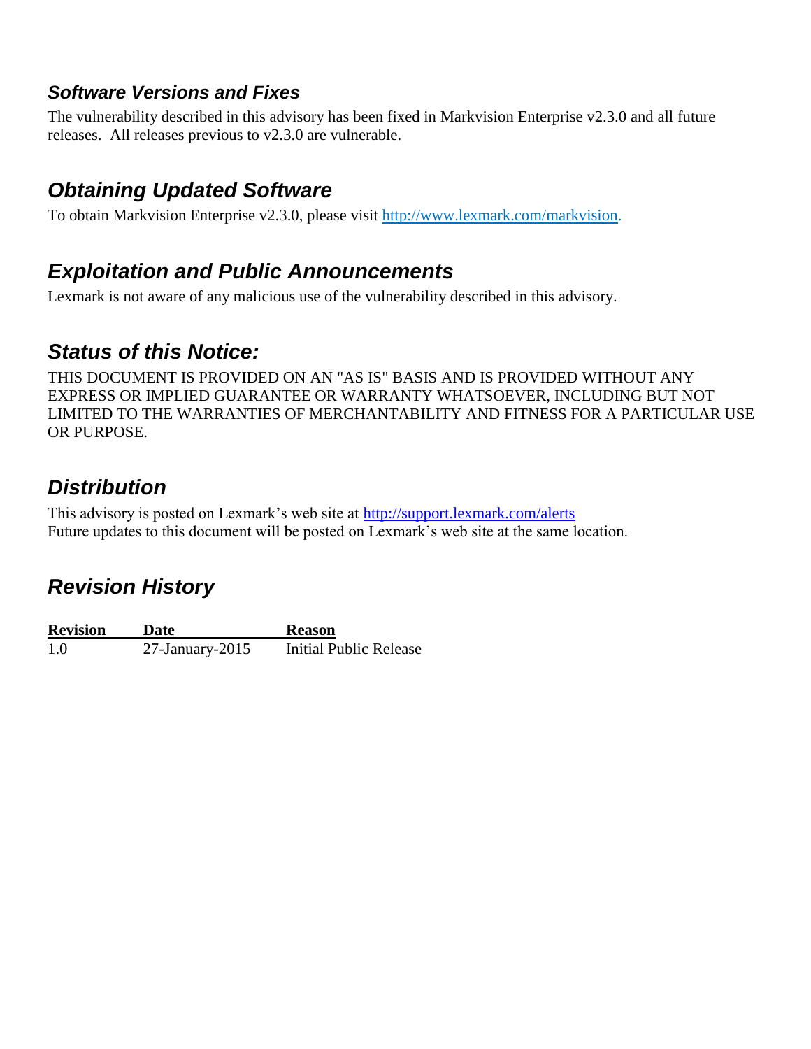### *Software Versions and Fixes*

The vulnerability described in this advisory has been fixed in Markvision Enterprise v2.3.0 and all future releases. All releases previous to v2.3.0 are vulnerable.

## *Obtaining Updated Software*

To obtain Markvision Enterprise v2.3.0, please visit [http://www.lexmark.com/markvision](http://www.lexmark.com/markvision).

## *Exploitation and Public Announcements*

Lexmark is not aware of any malicious use of the vulnerability described in this advisory.

## *Status of this Notice:*

THIS DOCUMENT IS PROVIDED ON AN "AS IS" BASIS AND IS PROVIDED WITHOUT ANY EXPRESS OR IMPLIED GUARANTEE OR WARRANTY WHATSOEVER, INCLUDING BUT NOT LIMITED TO THE WARRANTIES OF MERCHANTABILITY AND FITNESS FOR A PARTICULAR USE OR PURPOSE.

## *Distribution*

This advisory is posted on Lexmark's web site at [http://support.lexmark.com/alerts](http://support.lexmark.com/alerts)
Future updates to this document will be posted on Lexmark's web site at the same location.

## *Revision History*

| Revision | Date | Reason |
|---|---|---|
| 1.0 | 27-January-2015 | Initial Public Release |